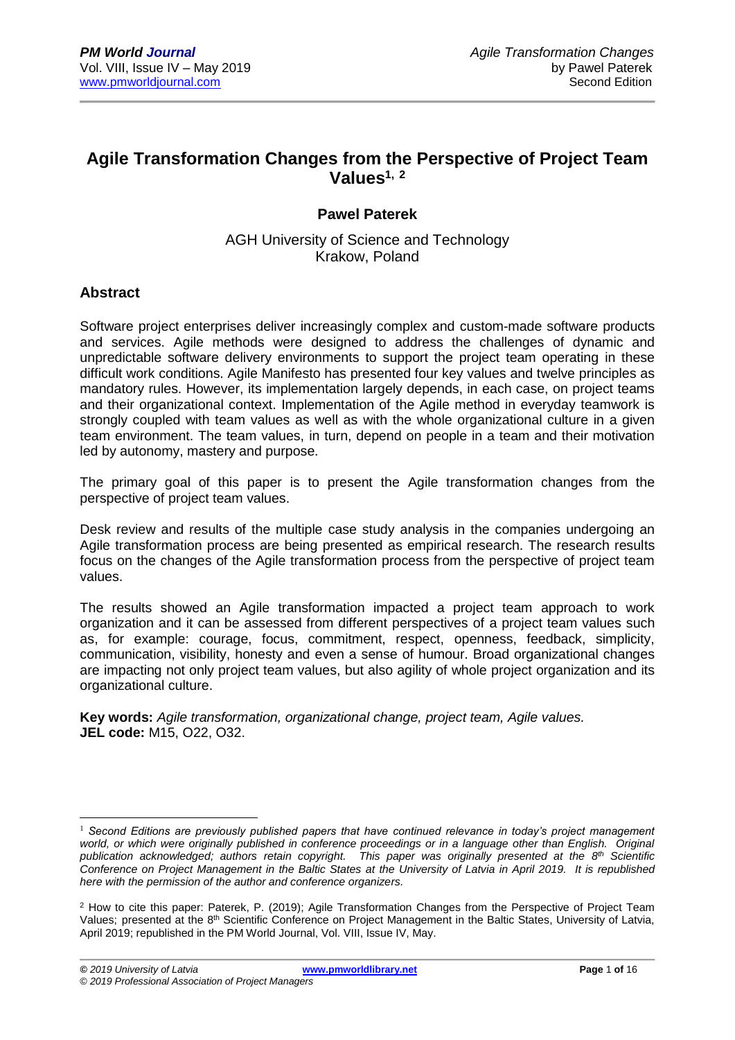# Agile Transformation Changes from the Perspective of Project Team Values[1, 2]

**Pawel Paterek**

AGH University of Science and Technology
Krakow, Poland

## Abstract

Software project enterprises deliver increasingly complex and custom-made software products and services. Agile methods were designed to address the challenges of dynamic and unpredictable software delivery environments to support the project team operating in these difficult work conditions. Agile Manifesto has presented four key values and twelve principles as mandatory rules. However, its implementation largely depends, in each case, on project teams and their organizational context. Implementation of the Agile method in everyday teamwork is strongly coupled with team values as well as with the whole organizational culture in a given team environment. The team values, in turn, depend on people in a team and their motivation led by autonomy, mastery and purpose.

The primary goal of this paper is to present the Agile transformation changes from the perspective of project team values.

Desk review and results of the multiple case study analysis in the companies undergoing an Agile transformation process are being presented as empirical research. The research results focus on the changes of the Agile transformation process from the perspective of project team values.

The results showed an Agile transformation impacted a project team approach to work organization and it can be assessed from different perspectives of a project team values such as, for example: courage, focus, commitment, respect, openness, feedback, simplicity, communication, visibility, honesty and even a sense of humour. Broad organizational changes are impacting not only project team values, but also agility of whole project organization and its organizational culture.

**Key words:** *Agile transformation, organizational change, project team, Agile values.*
**JEL code:** M15, O22, O32.

---

[1] *Second Editions are previously published papers that have continued relevance in today's project management world, or which were originally published in conference proceedings or in a language other than English. Original publication acknowledged; authors retain copyright. This paper was originally presented at the 8th Scientific Conference on Project Management in the Baltic States at the University of Latvia in April 2019. It is republished here with the permission of the author and conference organizers.*

[2] How to cite this paper: Paterek, P. (2019); Agile Transformation Changes from the Perspective of Project Team Values; presented at the 8th Scientific Conference on Project Management in the Baltic States, University of Latvia, April 2019; republished in the PM World Journal, Vol. VIII, Issue IV, May.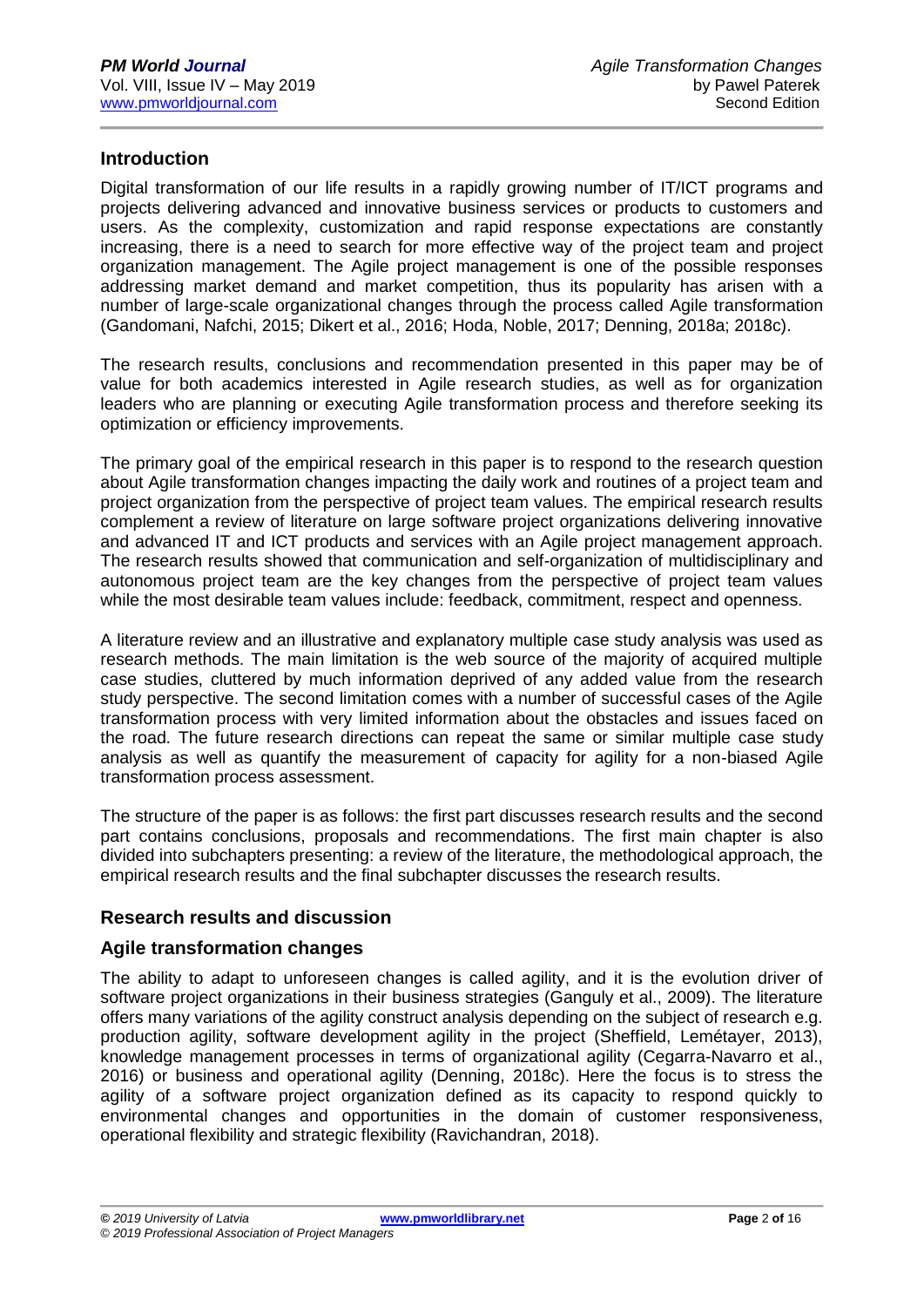## Introduction

Digital transformation of our life results in a rapidly growing number of IT/ICT programs and projects delivering advanced and innovative business services or products to customers and users. As the complexity, customization and rapid response expectations are constantly increasing, there is a need to search for more effective way of the project team and project organization management. The Agile project management is one of the possible responses addressing market demand and market competition, thus its popularity has arisen with a number of large-scale organizational changes through the process called Agile transformation (Gandomani, Nafchi, 2015; Dikert et al., 2016; Hoda, Noble, 2017; Denning, 2018a; 2018c).

The research results, conclusions and recommendation presented in this paper may be of value for both academics interested in Agile research studies, as well as for organization leaders who are planning or executing Agile transformation process and therefore seeking its optimization or efficiency improvements.

The primary goal of the empirical research in this paper is to respond to the research question about Agile transformation changes impacting the daily work and routines of a project team and project organization from the perspective of project team values. The empirical research results complement a review of literature on large software project organizations delivering innovative and advanced IT and ICT products and services with an Agile project management approach. The research results showed that communication and self-organization of multidisciplinary and autonomous project team are the key changes from the perspective of project team values while the most desirable team values include: feedback, commitment, respect and openness.

A literature review and an illustrative and explanatory multiple case study analysis was used as research methods. The main limitation is the web source of the majority of acquired multiple case studies, cluttered by much information deprived of any added value from the research study perspective. The second limitation comes with a number of successful cases of the Agile transformation process with very limited information about the obstacles and issues faced on the road. The future research directions can repeat the same or similar multiple case study analysis as well as quantify the measurement of capacity for agility for a non-biased Agile transformation process assessment.

The structure of the paper is as follows: the first part discusses research results and the second part contains conclusions, proposals and recommendations. The first main chapter is also divided into subchapters presenting: a review of the literature, the methodological approach, the empirical research results and the final subchapter discusses the research results.

## Research results and discussion

### Agile transformation changes

The ability to adapt to unforeseen changes is called agility, and it is the evolution driver of software project organizations in their business strategies (Ganguly et al., 2009). The literature offers many variations of the agility construct analysis depending on the subject of research e.g. production agility, software development agility in the project (Sheffield, Lemétayer, 2013), knowledge management processes in terms of organizational agility (Cegarra-Navarro et al., 2016) or business and operational agility (Denning, 2018c). Here the focus is to stress the agility of a software project organization defined as its capacity to respond quickly to environmental changes and opportunities in the domain of customer responsiveness, operational flexibility and strategic flexibility (Ravichandran, 2018).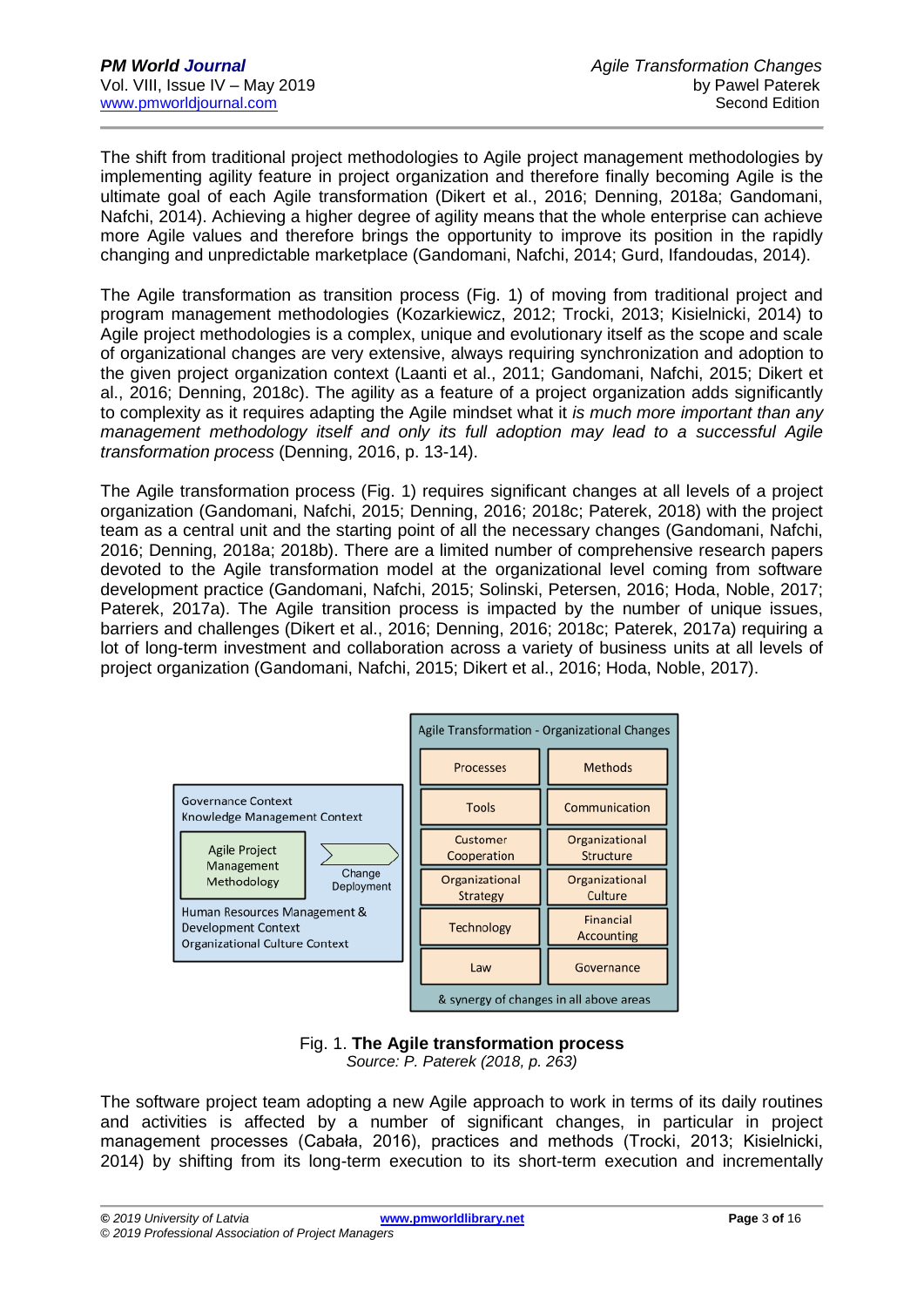The shift from traditional project methodologies to Agile project management methodologies by implementing agility feature in project organization and therefore finally becoming Agile is the ultimate goal of each Agile transformation (Dikert et al., 2016; Denning, 2018a; Gandomani, Nafchi, 2014). Achieving a higher degree of agility means that the whole enterprise can achieve more Agile values and therefore brings the opportunity to improve its position in the rapidly changing and unpredictable marketplace (Gandomani, Nafchi, 2014; Gurd, Ifandoudas, 2014).

The Agile transformation as transition process (Fig. 1) of moving from traditional project and program management methodologies (Kozarkiewicz, 2012; Trocki, 2013; Kisielnicki, 2014) to Agile project methodologies is a complex, unique and evolutionary itself as the scope and scale of organizational changes are very extensive, always requiring synchronization and adoption to the given project organization context (Laanti et al., 2011; Gandomani, Nafchi, 2015; Dikert et al., 2016; Denning, 2018c). The agility as a feature of a project organization adds significantly to complexity as it requires adapting the Agile mindset what it *is much more important than any management methodology itself and only its full adoption may lead to a successful Agile transformation process* (Denning, 2016, p. 13-14).

The Agile transformation process (Fig. 1) requires significant changes at all levels of a project organization (Gandomani, Nafchi, 2015; Denning, 2016; 2018c; Paterek, 2018) with the project team as a central unit and the starting point of all the necessary changes (Gandomani, Nafchi, 2016; Denning, 2018a; 2018b). There are a limited number of comprehensive research papers devoted to the Agile transformation model at the organizational level coming from software development practice (Gandomani, Nafchi, 2015; Solinski, Petersen, 2016; Hoda, Noble, 2017; Paterek, 2017a). The Agile transition process is impacted by the number of unique issues, barriers and challenges (Dikert et al., 2016; Denning, 2016; 2018c; Paterek, 2017a) requiring a lot of long-term investment and collaboration across a variety of business units at all levels of project organization (Gandomani, Nafchi, 2015; Dikert et al., 2016; Hoda, Noble, 2017).

Fig. 1. **The Agile transformation process**
*Source: P. Paterek (2018, p. 263)*

The software project team adopting a new Agile approach to work in terms of its daily routines and activities is affected by a number of significant changes, in particular in project management processes (Cabała, 2016), practices and methods (Trocki, 2013; Kisielnicki, 2014) by shifting from its long-term execution to its short-term execution and incrementally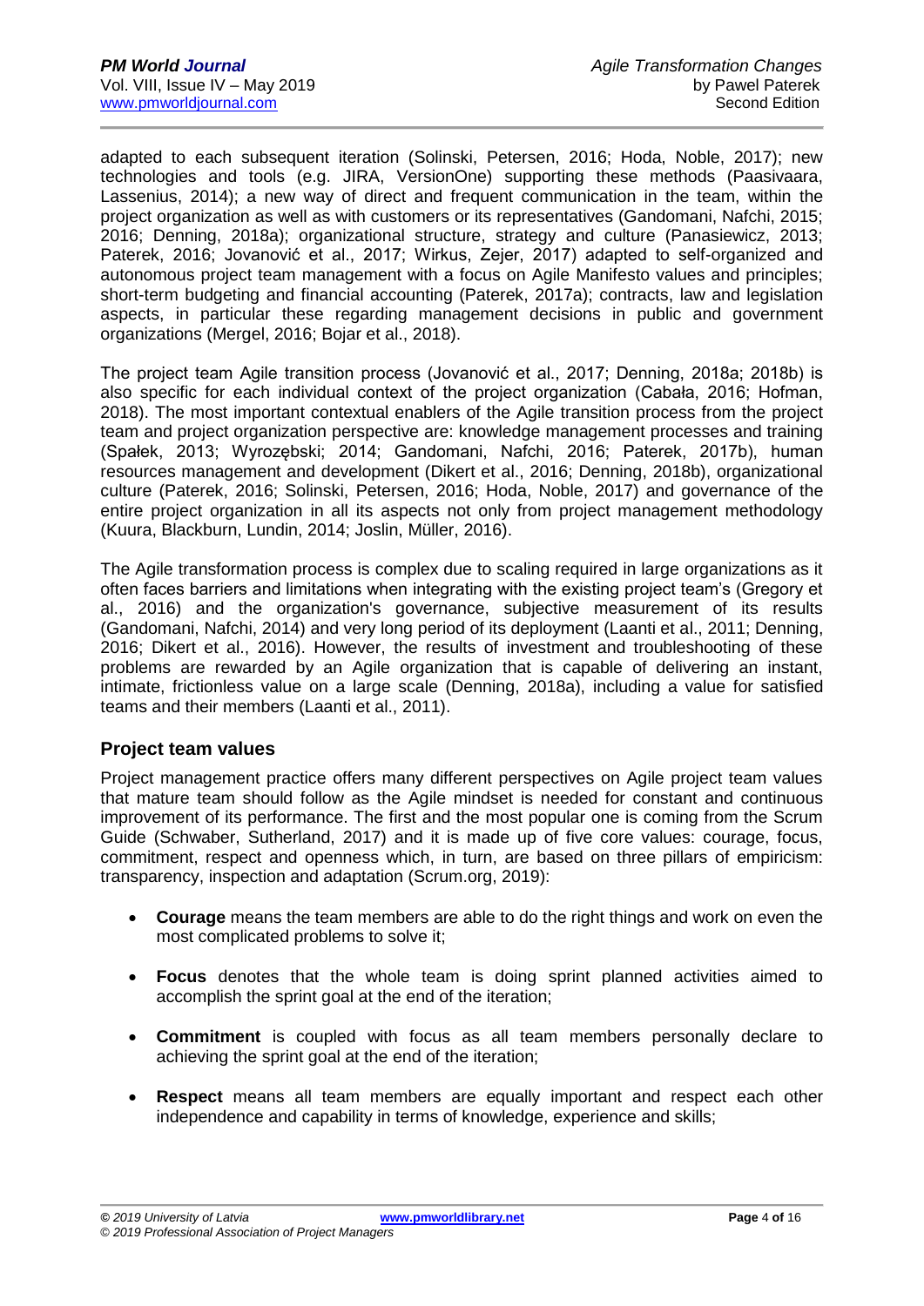adapted to each subsequent iteration (Solinski, Petersen, 2016; Hoda, Noble, 2017); new technologies and tools (e.g. JIRA, VersionOne) supporting these methods (Paasivaara, Lassenius, 2014); a new way of direct and frequent communication in the team, within the project organization as well as with customers or its representatives (Gandomani, Nafchi, 2015; 2016; Denning, 2018a); organizational structure, strategy and culture (Panasiewicz, 2013; Paterek, 2016; Jovanović et al., 2017; Wirkus, Zejer, 2017) adapted to self-organized and autonomous project team management with a focus on Agile Manifesto values and principles; short-term budgeting and financial accounting (Paterek, 2017a); contracts, law and legislation aspects, in particular these regarding management decisions in public and government organizations (Mergel, 2016; Bojar et al., 2018).

The project team Agile transition process (Jovanović et al., 2017; Denning, 2018a; 2018b) is also specific for each individual context of the project organization (Cabała, 2016; Hofman, 2018). The most important contextual enablers of the Agile transition process from the project team and project organization perspective are: knowledge management processes and training (Spałek, 2013; Wyrozębski; 2014; Gandomani, Nafchi, 2016; Paterek, 2017b), human resources management and development (Dikert et al., 2016; Denning, 2018b), organizational culture (Paterek, 2016; Solinski, Petersen, 2016; Hoda, Noble, 2017) and governance of the entire project organization in all its aspects not only from project management methodology (Kuura, Blackburn, Lundin, 2014; Joslin, Müller, 2016).

The Agile transformation process is complex due to scaling required in large organizations as it often faces barriers and limitations when integrating with the existing project team's (Gregory et al., 2016) and the organization's governance, subjective measurement of its results (Gandomani, Nafchi, 2014) and very long period of its deployment (Laanti et al., 2011; Denning, 2016; Dikert et al., 2016). However, the results of investment and troubleshooting of these problems are rewarded by an Agile organization that is capable of delivering an instant, intimate, frictionless value on a large scale (Denning, 2018a), including a value for satisfied teams and their members (Laanti et al., 2011).

## Project team values

Project management practice offers many different perspectives on Agile project team values that mature team should follow as the Agile mindset is needed for constant and continuous improvement of its performance. The first and the most popular one is coming from the Scrum Guide (Schwaber, Sutherland, 2017) and it is made up of five core values: courage, focus, commitment, respect and openness which, in turn, are based on three pillars of empiricism: transparency, inspection and adaptation (Scrum.org, 2019):

- **Courage** means the team members are able to do the right things and work on even the most complicated problems to solve it;
- **Focus** denotes that the whole team is doing sprint planned activities aimed to accomplish the sprint goal at the end of the iteration;
- **Commitment** is coupled with focus as all team members personally declare to achieving the sprint goal at the end of the iteration;
- **Respect** means all team members are equally important and respect each other independence and capability in terms of knowledge, experience and skills;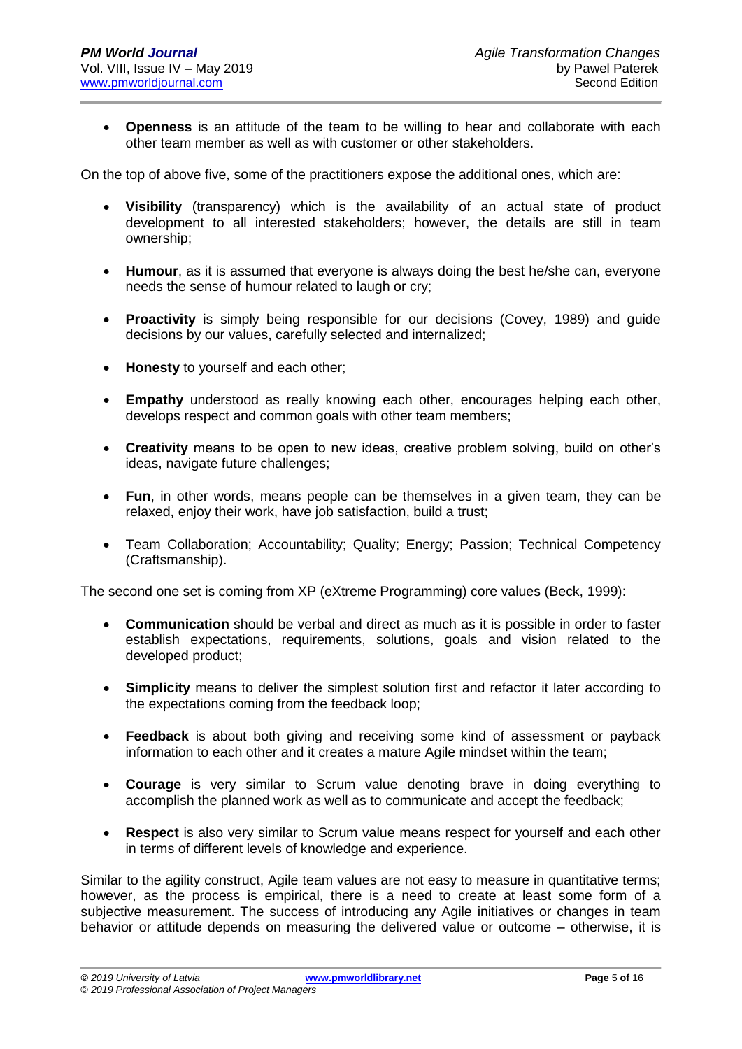- **Openness** is an attitude of the team to be willing to hear and collaborate with each other team member as well as with customer or other stakeholders.

On the top of above five, some of the practitioners expose the additional ones, which are:

- **Visibility** (transparency) which is the availability of an actual state of product development to all interested stakeholders; however, the details are still in team ownership;
- **Humour**, as it is assumed that everyone is always doing the best he/she can, everyone needs the sense of humour related to laugh or cry;
- **Proactivity** is simply being responsible for our decisions (Covey, 1989) and guide decisions by our values, carefully selected and internalized;
- **Honesty** to yourself and each other;
- **Empathy** understood as really knowing each other, encourages helping each other, develops respect and common goals with other team members;
- **Creativity** means to be open to new ideas, creative problem solving, build on other's ideas, navigate future challenges;
- **Fun**, in other words, means people can be themselves in a given team, they can be relaxed, enjoy their work, have job satisfaction, build a trust;
- Team Collaboration; Accountability; Quality; Energy; Passion; Technical Competency (Craftsmanship).

The second one set is coming from XP (eXtreme Programming) core values (Beck, 1999):

- **Communication** should be verbal and direct as much as it is possible in order to faster establish expectations, requirements, solutions, goals and vision related to the developed product;
- **Simplicity** means to deliver the simplest solution first and refactor it later according to the expectations coming from the feedback loop;
- **Feedback** is about both giving and receiving some kind of assessment or payback information to each other and it creates a mature Agile mindset within the team;
- **Courage** is very similar to Scrum value denoting brave in doing everything to accomplish the planned work as well as to communicate and accept the feedback;
- **Respect** is also very similar to Scrum value means respect for yourself and each other in terms of different levels of knowledge and experience.

Similar to the agility construct, Agile team values are not easy to measure in quantitative terms; however, as the process is empirical, there is a need to create at least some form of a subjective measurement. The success of introducing any Agile initiatives or changes in team behavior or attitude depends on measuring the delivered value or outcome – otherwise, it is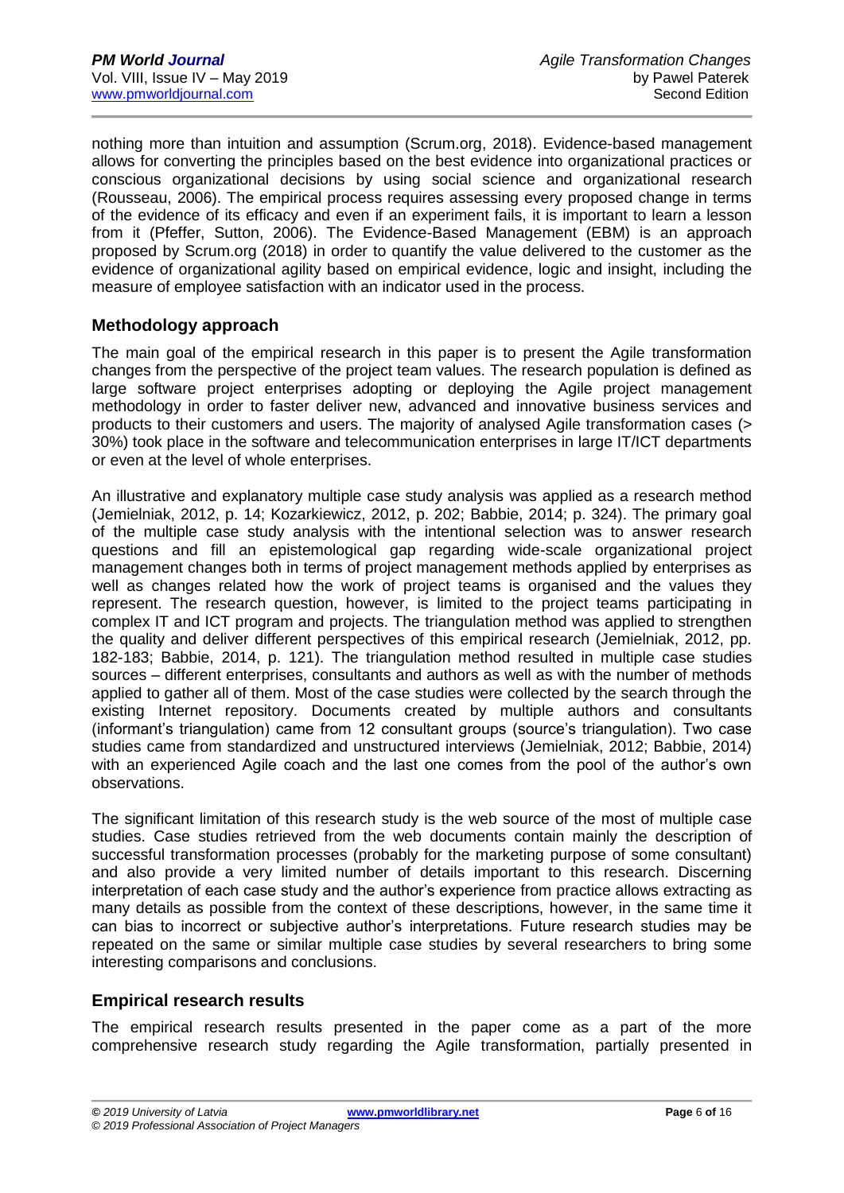nothing more than intuition and assumption (Scrum.org, 2018). Evidence-based management allows for converting the principles based on the best evidence into organizational practices or conscious organizational decisions by using social science and organizational research (Rousseau, 2006). The empirical process requires assessing every proposed change in terms of the evidence of its efficacy and even if an experiment fails, it is important to learn a lesson from it (Pfeffer, Sutton, 2006). The Evidence-Based Management (EBM) is an approach proposed by Scrum.org (2018) in order to quantify the value delivered to the customer as the evidence of organizational agility based on empirical evidence, logic and insight, including the measure of employee satisfaction with an indicator used in the process.

## Methodology approach

The main goal of the empirical research in this paper is to present the Agile transformation changes from the perspective of the project team values. The research population is defined as large software project enterprises adopting or deploying the Agile project management methodology in order to faster deliver new, advanced and innovative business services and products to their customers and users. The majority of analysed Agile transformation cases (> 30%) took place in the software and telecommunication enterprises in large IT/ICT departments or even at the level of whole enterprises.

An illustrative and explanatory multiple case study analysis was applied as a research method (Jemielniak, 2012, p. 14; Kozarkiewicz, 2012, p. 202; Babbie, 2014; p. 324). The primary goal of the multiple case study analysis with the intentional selection was to answer research questions and fill an epistemological gap regarding wide-scale organizational project management changes both in terms of project management methods applied by enterprises as well as changes related how the work of project teams is organised and the values they represent. The research question, however, is limited to the project teams participating in complex IT and ICT program and projects. The triangulation method was applied to strengthen the quality and deliver different perspectives of this empirical research (Jemielniak, 2012, pp. 182-183; Babbie, 2014, p. 121). The triangulation method resulted in multiple case studies sources – different enterprises, consultants and authors as well as with the number of methods applied to gather all of them. Most of the case studies were collected by the search through the existing Internet repository. Documents created by multiple authors and consultants (informant's triangulation) came from 12 consultant groups (source's triangulation). Two case studies came from standardized and unstructured interviews (Jemielniak, 2012; Babbie, 2014) with an experienced Agile coach and the last one comes from the pool of the author's own observations.

The significant limitation of this research study is the web source of the most of multiple case studies. Case studies retrieved from the web documents contain mainly the description of successful transformation processes (probably for the marketing purpose of some consultant) and also provide a very limited number of details important to this research. Discerning interpretation of each case study and the author's experience from practice allows extracting as many details as possible from the context of these descriptions, however, in the same time it can bias to incorrect or subjective author's interpretations. Future research studies may be repeated on the same or similar multiple case studies by several researchers to bring some interesting comparisons and conclusions.

## Empirical research results

The empirical research results presented in the paper come as a part of the more comprehensive research study regarding the Agile transformation, partially presented in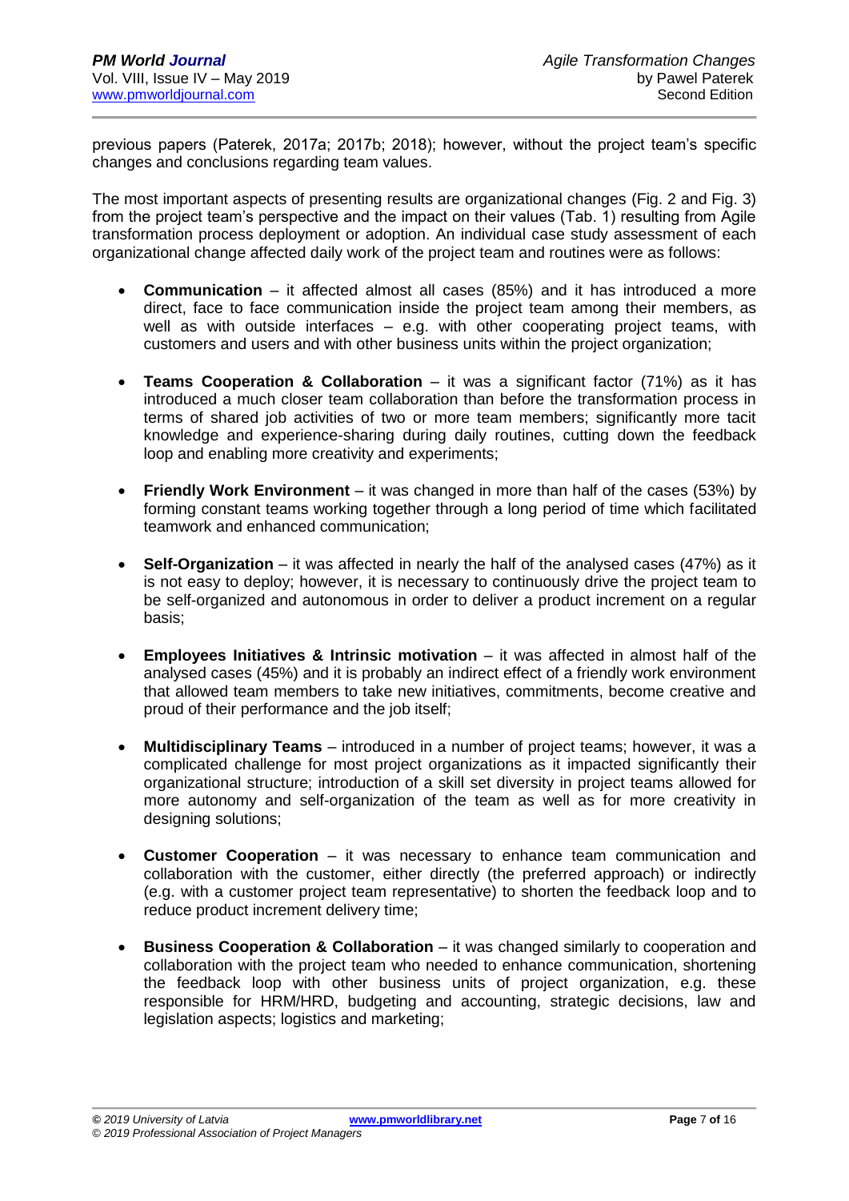previous papers (Paterek, 2017a; 2017b; 2018); however, without the project team's specific changes and conclusions regarding team values.

The most important aspects of presenting results are organizational changes (Fig. 2 and Fig. 3) from the project team's perspective and the impact on their values (Tab. 1) resulting from Agile transformation process deployment or adoption. An individual case study assessment of each organizational change affected daily work of the project team and routines were as follows:

- **Communication** – it affected almost all cases (85%) and it has introduced a more direct, face to face communication inside the project team among their members, as well as with outside interfaces – e.g. with other cooperating project teams, with customers and users and with other business units within the project organization;
- **Teams Cooperation & Collaboration** – it was a significant factor (71%) as it has introduced a much closer team collaboration than before the transformation process in terms of shared job activities of two or more team members; significantly more tacit knowledge and experience-sharing during daily routines, cutting down the feedback loop and enabling more creativity and experiments;
- **Friendly Work Environment** – it was changed in more than half of the cases (53%) by forming constant teams working together through a long period of time which facilitated teamwork and enhanced communication;
- **Self-Organization** – it was affected in nearly the half of the analysed cases (47%) as it is not easy to deploy; however, it is necessary to continuously drive the project team to be self-organized and autonomous in order to deliver a product increment on a regular basis;
- **Employees Initiatives & Intrinsic motivation** – it was affected in almost half of the analysed cases (45%) and it is probably an indirect effect of a friendly work environment that allowed team members to take new initiatives, commitments, become creative and proud of their performance and the job itself;
- **Multidisciplinary Teams** – introduced in a number of project teams; however, it was a complicated challenge for most project organizations as it impacted significantly their organizational structure; introduction of a skill set diversity in project teams allowed for more autonomy and self-organization of the team as well as for more creativity in designing solutions;
- **Customer Cooperation** – it was necessary to enhance team communication and collaboration with the customer, either directly (the preferred approach) or indirectly (e.g. with a customer project team representative) to shorten the feedback loop and to reduce product increment delivery time;
- **Business Cooperation & Collaboration** – it was changed similarly to cooperation and collaboration with the project team who needed to enhance communication, shortening the feedback loop with other business units of project organization, e.g. these responsible for HRM/HRD, budgeting and accounting, strategic decisions, law and legislation aspects; logistics and marketing;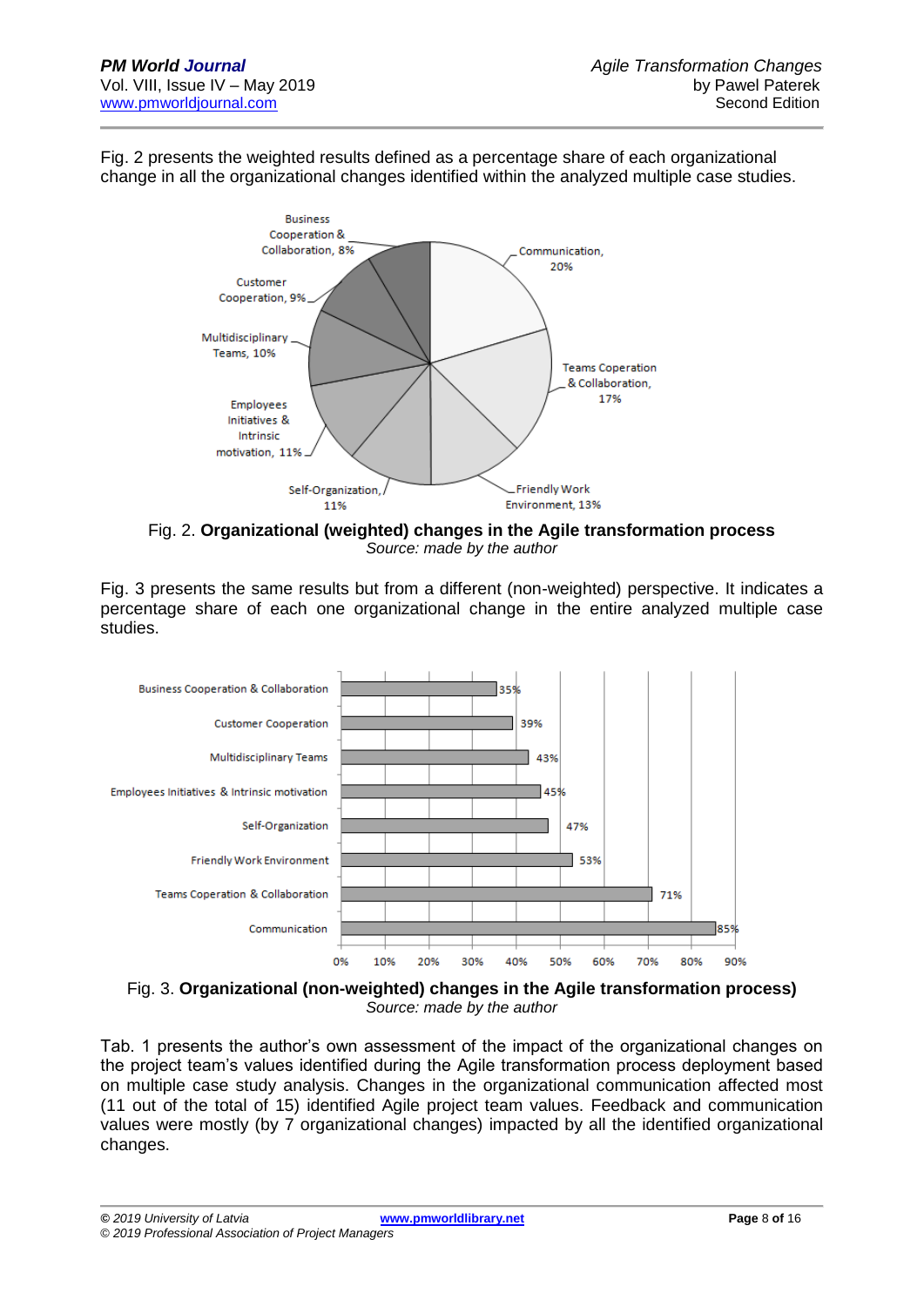Fig. 2 presents the weighted results defined as a percentage share of each organizational change in all the organizational changes identified within the analyzed multiple case studies.

Fig. 2. **Organizational (weighted) changes in the Agile transformation process**
*Source: made by the author*

Fig. 3 presents the same results but from a different (non-weighted) perspective. It indicates a percentage share of each one organizational change in the entire analyzed multiple case studies.

Fig. 3. **Organizational (non-weighted) changes in the Agile transformation process)**
*Source: made by the author*

Tab. 1 presents the author's own assessment of the impact of the organizational changes on the project team's values identified during the Agile transformation process deployment based on multiple case study analysis. Changes in the organizational communication affected most (11 out of the total of 15) identified Agile project team values. Feedback and communication values were mostly (by 7 organizational changes) impacted by all the identified organizational changes.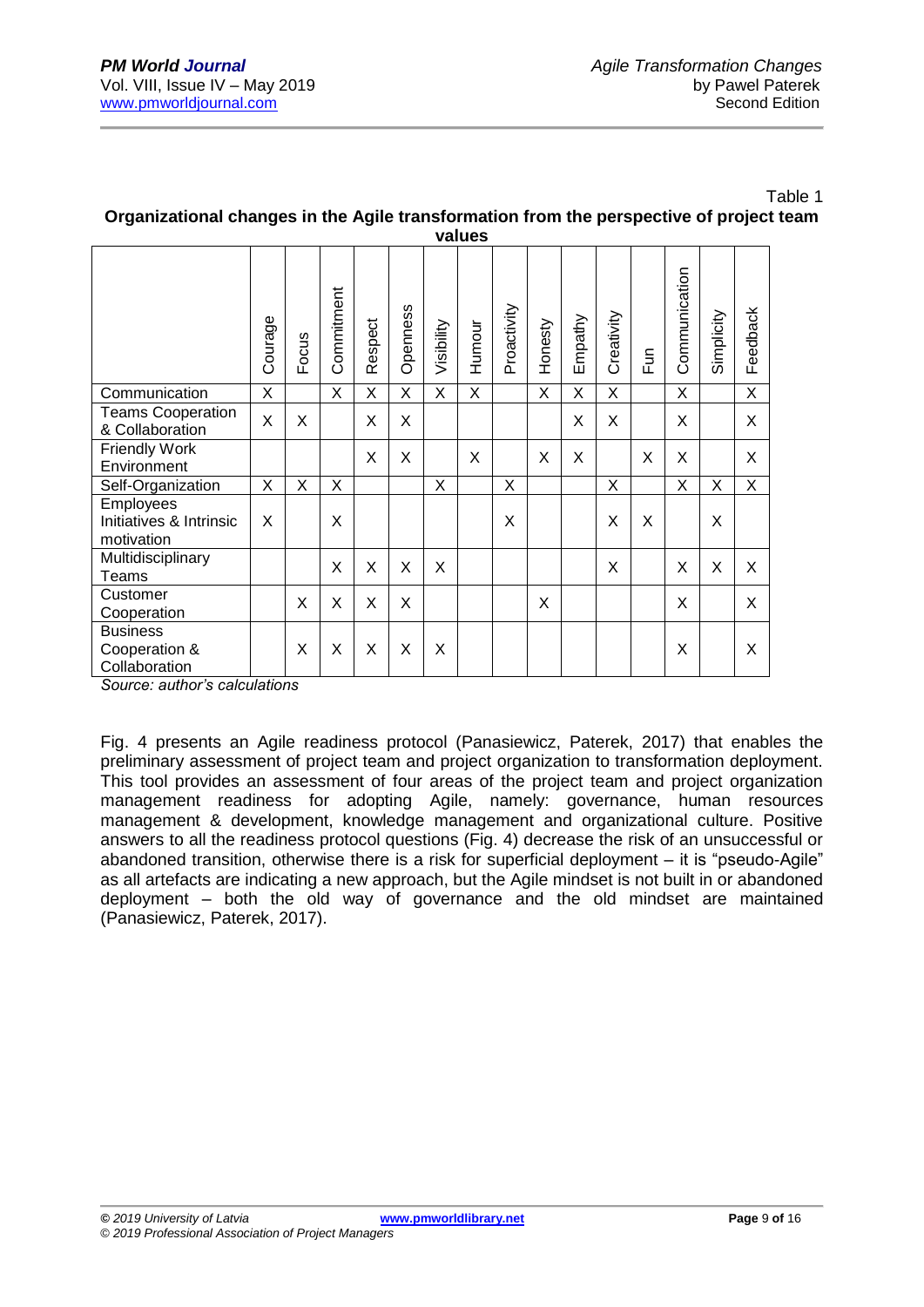Table 1

**Organizational changes in the Agile transformation from the perspective of project team values**

| | Courage | Focus | Commitment | Respect | Openness | Visibility | Humour | Proactivity | Honesty | Empathy | Creativity | Fun | Communication | Simplicity | Feedback |
|---|---|---|---|---|---|---|---|---|---|---|---|---|---|---|---|
| Communication | X | | X | X | X | X | X | | X | X | X | | X | | X |
| Teams Cooperation & Collaboration | X | X | | X | X | | | | | X | X | | X | | X |
| Friendly Work Environment | | | | X | X | | X | | X | X | | X | X | | X |
| Self-Organization | X | X | X | | | X | | X | | | X | | X | X | X |
| Employees Initiatives & Intrinsic motivation | X | | X | | | | | X | | | X | X | | X | |
| Multidisciplinary Teams | | | X | X | X | X | | | | | X | | X | X | X |
| Customer Cooperation | | X | X | X | X | | | | X | | | | X | | X |
| Business Cooperation & Collaboration | | X | X | X | X | X | | | | | | | X | | X |

*Source: author's calculations*

Fig. 4 presents an Agile readiness protocol (Panasiewicz, Paterek, 2017) that enables the preliminary assessment of project team and project organization to transformation deployment. This tool provides an assessment of four areas of the project team and project organization management readiness for adopting Agile, namely: governance, human resources management & development, knowledge management and organizational culture. Positive answers to all the readiness protocol questions (Fig. 4) decrease the risk of an unsuccessful or abandoned transition, otherwise there is a risk for superficial deployment – it is "pseudo-Agile" as all artefacts are indicating a new approach, but the Agile mindset is not built in or abandoned deployment – both the old way of governance and the old mindset are maintained (Panasiewicz, Paterek, 2017).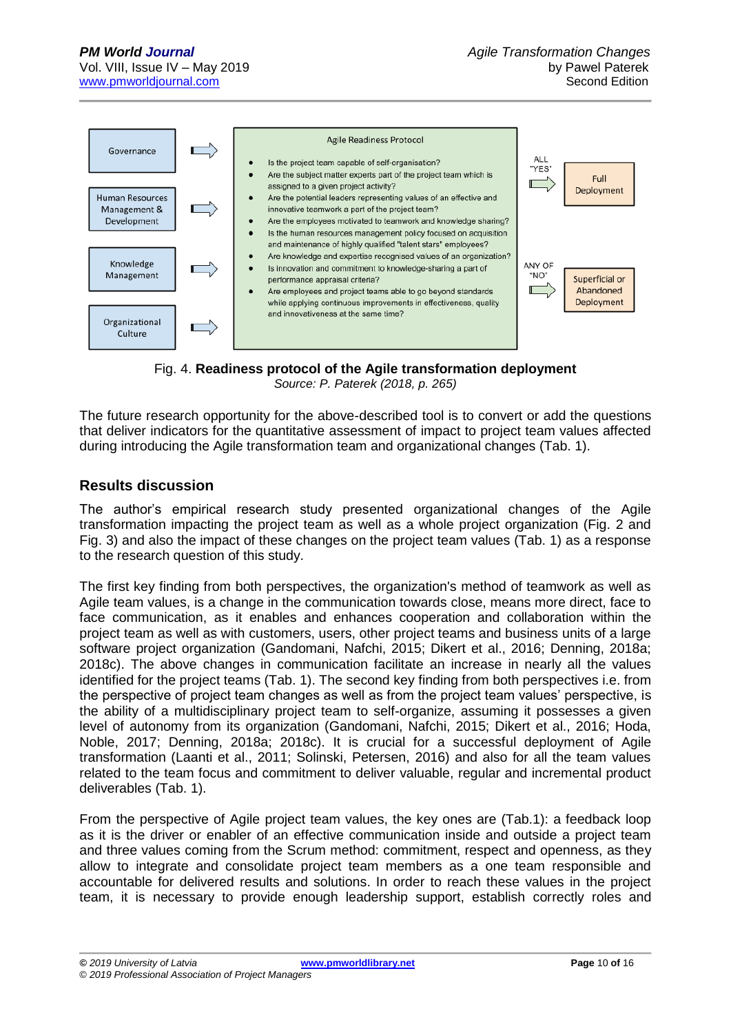Governance

Human Resources Management & Development

Knowledge Management

Organizational Culture

Agile Readiness Protocol

- Is the project team capable of self-organisation?
- Are the subject matter experts part of the project team which is assigned to a given project activity?
- Are the potential leaders representing values of an effective and innovative teamwork a part of the project team?
- Are the employees motivated to teamwork and knowledge sharing?
- Is the human resources management policy focused on acquisition and maintenance of highly qualified "talent stars" employees?
- Are knowledge and expertise recognised values of an organization?
- Is innovation and commitment to knowledge-sharing a part of performance appraisal criteria?
- Are employees and project teams able to go beyond standards while applying continuous improvements in effectiveness, quality and innovativeness at the same time?

ALL "YES" → Full Deployment

ANY OF "NO" → Superficial or Abandoned Deployment

Fig. 4. **Readiness protocol of the Agile transformation deployment**
*Source: P. Paterek (2018, p. 265)*

The future research opportunity for the above-described tool is to convert or add the questions that deliver indicators for the quantitative assessment of impact to project team values affected during introducing the Agile transformation team and organizational changes (Tab. 1).

## Results discussion

The author's empirical research study presented organizational changes of the Agile transformation impacting the project team as well as a whole project organization (Fig. 2 and Fig. 3) and also the impact of these changes on the project team values (Tab. 1) as a response to the research question of this study.

The first key finding from both perspectives, the organization's method of teamwork as well as Agile team values, is a change in the communication towards close, means more direct, face to face communication, as it enables and enhances cooperation and collaboration within the project team as well as with customers, users, other project teams and business units of a large software project organization (Gandomani, Nafchi, 2015; Dikert et al., 2016; Denning, 2018a; 2018c). The above changes in communication facilitate an increase in nearly all the values identified for the project teams (Tab. 1). The second key finding from both perspectives i.e. from the perspective of project team changes as well as from the project team values' perspective, is the ability of a multidisciplinary project team to self-organize, assuming it possesses a given level of autonomy from its organization (Gandomani, Nafchi, 2015; Dikert et al., 2016; Hoda, Noble, 2017; Denning, 2018a; 2018c). It is crucial for a successful deployment of Agile transformation (Laanti et al., 2011; Solinski, Petersen, 2016) and also for all the team values related to the team focus and commitment to deliver valuable, regular and incremental product deliverables (Tab. 1).

From the perspective of Agile project team values, the key ones are (Tab.1): a feedback loop as it is the driver or enabler of an effective communication inside and outside a project team and three values coming from the Scrum method: commitment, respect and openness, as they allow to integrate and consolidate project team members as a one team responsible and accountable for delivered results and solutions. In order to reach these values in the project team, it is necessary to provide enough leadership support, establish correctly roles and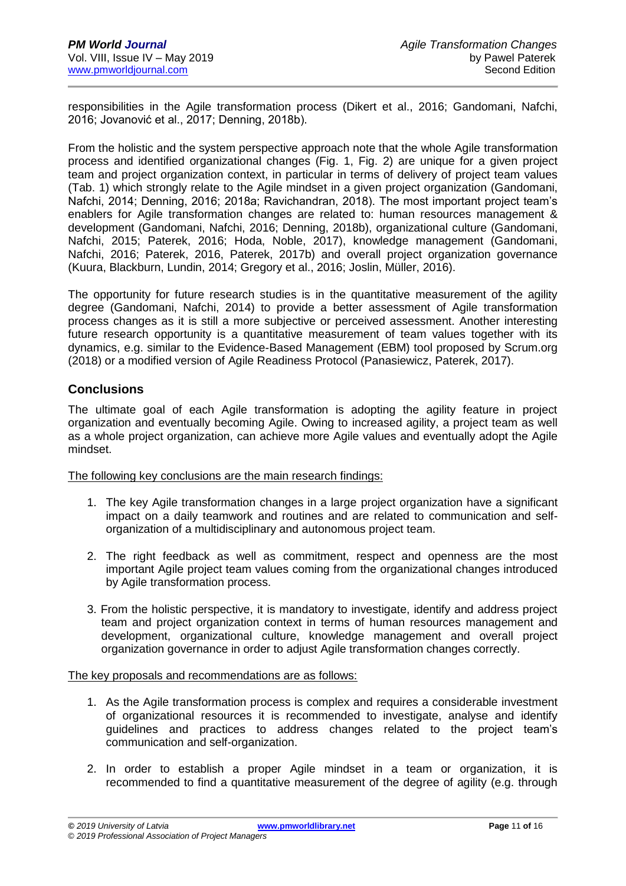responsibilities in the Agile transformation process (Dikert et al., 2016; Gandomani, Nafchi, 2016; Jovanović et al., 2017; Denning, 2018b).

From the holistic and the system perspective approach note that the whole Agile transformation process and identified organizational changes (Fig. 1, Fig. 2) are unique for a given project team and project organization context, in particular in terms of delivery of project team values (Tab. 1) which strongly relate to the Agile mindset in a given project organization (Gandomani, Nafchi, 2014; Denning, 2016; 2018a; Ravichandran, 2018). The most important project team's enablers for Agile transformation changes are related to: human resources management & development (Gandomani, Nafchi, 2016; Denning, 2018b), organizational culture (Gandomani, Nafchi, 2015; Paterek, 2016; Hoda, Noble, 2017), knowledge management (Gandomani, Nafchi, 2016; Paterek, 2016, Paterek, 2017b) and overall project organization governance (Kuura, Blackburn, Lundin, 2014; Gregory et al., 2016; Joslin, Müller, 2016).

The opportunity for future research studies is in the quantitative measurement of the agility degree (Gandomani, Nafchi, 2014) to provide a better assessment of Agile transformation process changes as it is still a more subjective or perceived assessment. Another interesting future research opportunity is a quantitative measurement of team values together with its dynamics, e.g. similar to the Evidence-Based Management (EBM) tool proposed by Scrum.org (2018) or a modified version of Agile Readiness Protocol (Panasiewicz, Paterek, 2017).

## Conclusions

The ultimate goal of each Agile transformation is adopting the agility feature in project organization and eventually becoming Agile. Owing to increased agility, a project team as well as a whole project organization, can achieve more Agile values and eventually adopt the Agile mindset.

The following key conclusions are the main research findings:

1. The key Agile transformation changes in a large project organization have a significant impact on a daily teamwork and routines and are related to communication and self-organization of a multidisciplinary and autonomous project team.

2. The right feedback as well as commitment, respect and openness are the most important Agile project team values coming from the organizational changes introduced by Agile transformation process.

3. From the holistic perspective, it is mandatory to investigate, identify and address project team and project organization context in terms of human resources management and development, organizational culture, knowledge management and overall project organization governance in order to adjust Agile transformation changes correctly.

The key proposals and recommendations are as follows:

1. As the Agile transformation process is complex and requires a considerable investment of organizational resources it is recommended to investigate, analyse and identify guidelines and practices to address changes related to the project team's communication and self-organization.

2. In order to establish a proper Agile mindset in a team or organization, it is recommended to find a quantitative measurement of the degree of agility (e.g. through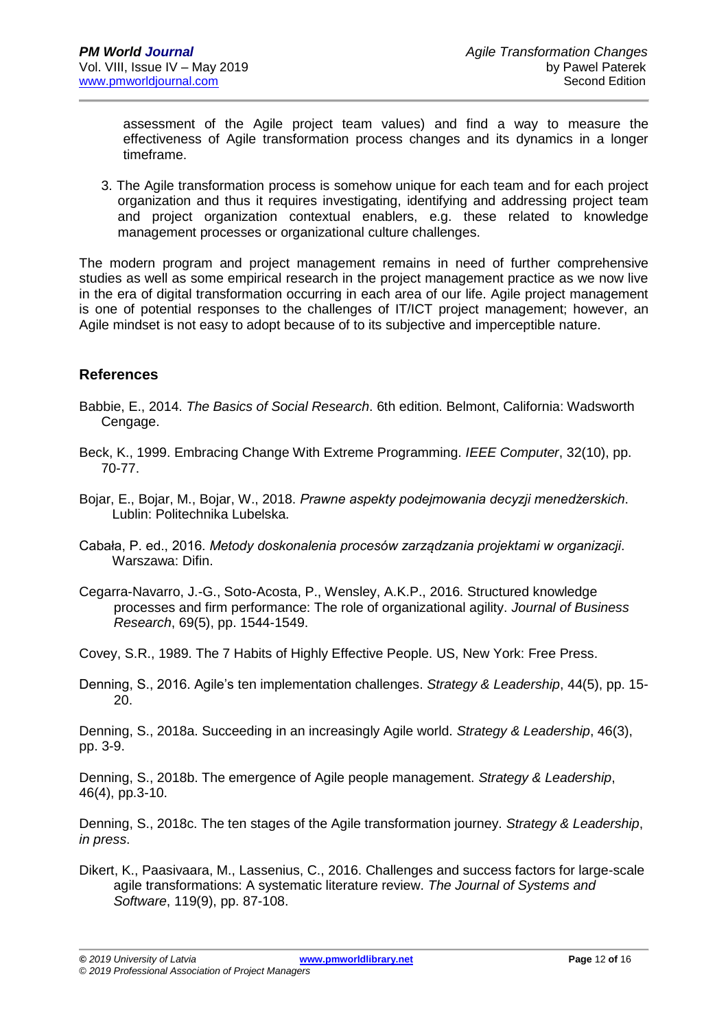assessment of the Agile project team values) and find a way to measure the effectiveness of Agile transformation process changes and its dynamics in a longer timeframe.

3. The Agile transformation process is somehow unique for each team and for each project organization and thus it requires investigating, identifying and addressing project team and project organization contextual enablers, e.g. these related to knowledge management processes or organizational culture challenges.

The modern program and project management remains in need of further comprehensive studies as well as some empirical research in the project management practice as we now live in the era of digital transformation occurring in each area of our life. Agile project management is one of potential responses to the challenges of IT/ICT project management; however, an Agile mindset is not easy to adopt because of to its subjective and imperceptible nature.

## References

Babbie, E., 2014. *The Basics of Social Research*. 6th edition. Belmont, California: Wadsworth Cengage.

Beck, K., 1999. Embracing Change With Extreme Programming. *IEEE Computer*, 32(10), pp. 70-77.

Bojar, E., Bojar, M., Bojar, W., 2018. *Prawne aspekty podejmowania decyzji menedżerskich*. Lublin: Politechnika Lubelska.

Cabała, P. ed., 2016. *Metody doskonalenia procesów zarządzania projektami w organizacji*. Warszawa: Difin.

Cegarra-Navarro, J.-G., Soto-Acosta, P., Wensley, A.K.P., 2016. Structured knowledge processes and firm performance: The role of organizational agility. *Journal of Business Research*, 69(5), pp. 1544-1549.

Covey, S.R., 1989. The 7 Habits of Highly Effective People. US, New York: Free Press.

Denning, S., 2016. Agile's ten implementation challenges. *Strategy & Leadership*, 44(5), pp. 15-20.

Denning, S., 2018a. Succeeding in an increasingly Agile world. *Strategy & Leadership*, 46(3), pp. 3-9.

Denning, S., 2018b. The emergence of Agile people management. *Strategy & Leadership*, 46(4), pp.3-10.

Denning, S., 2018c. The ten stages of the Agile transformation journey. *Strategy & Leadership*, *in press*.

Dikert, K., Paasivaara, M., Lassenius, C., 2016. Challenges and success factors for large-scale agile transformations: A systematic literature review. *The Journal of Systems and Software*, 119(9), pp. 87-108.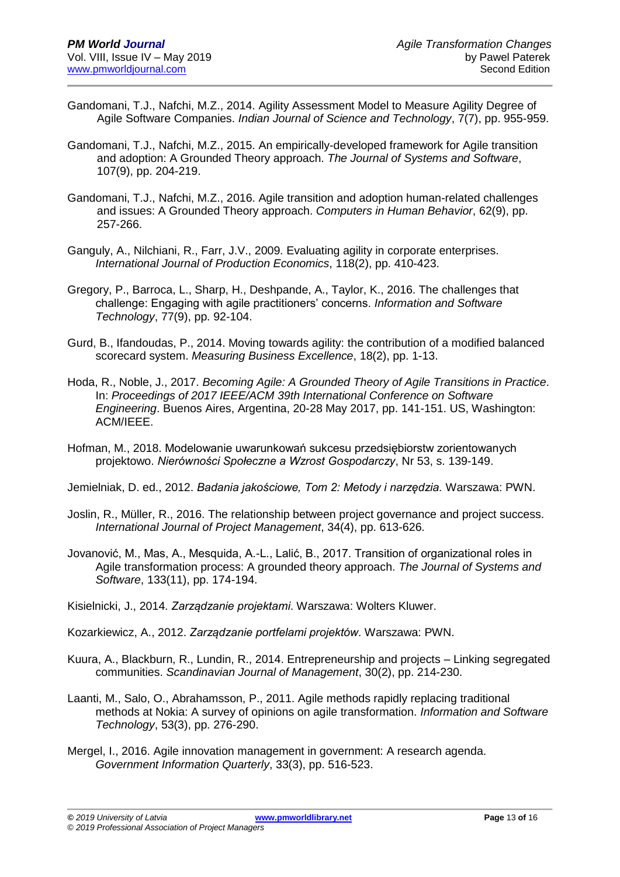Gandomani, T.J., Nafchi, M.Z., 2014. Agility Assessment Model to Measure Agility Degree of Agile Software Companies. *Indian Journal of Science and Technology*, 7(7), pp. 955-959.

Gandomani, T.J., Nafchi, M.Z., 2015. An empirically-developed framework for Agile transition and adoption: A Grounded Theory approach. *The Journal of Systems and Software*, 107(9), pp. 204-219.

Gandomani, T.J., Nafchi, M.Z., 2016. Agile transition and adoption human-related challenges and issues: A Grounded Theory approach. *Computers in Human Behavior*, 62(9), pp. 257-266.

Ganguly, A., Nilchiani, R., Farr, J.V., 2009. Evaluating agility in corporate enterprises. *International Journal of Production Economics*, 118(2), pp. 410-423.

Gregory, P., Barroca, L., Sharp, H., Deshpande, A., Taylor, K., 2016. The challenges that challenge: Engaging with agile practitioners' concerns. *Information and Software Technology*, 77(9), pp. 92-104.

Gurd, B., Ifandoudas, P., 2014. Moving towards agility: the contribution of a modified balanced scorecard system. *Measuring Business Excellence*, 18(2), pp. 1-13.

Hoda, R., Noble, J., 2017. *Becoming Agile: A Grounded Theory of Agile Transitions in Practice*. In: *Proceedings of 2017 IEEE/ACM 39th International Conference on Software Engineering*. Buenos Aires, Argentina, 20-28 May 2017, pp. 141-151. US, Washington: ACM/IEEE.

Hofman, M., 2018. Modelowanie uwarunkowań sukcesu przedsiębiorstw zorientowanych projektowo. *Nierówności Społeczne a Wzrost Gospodarczy*, Nr 53, s. 139-149.

Jemielniak, D. ed., 2012. *Badania jakościowe, Tom 2: Metody i narzędzia.* Warszawa: PWN.

Joslin, R., Müller, R., 2016. The relationship between project governance and project success. *International Journal of Project Management*, 34(4), pp. 613-626.

Jovanović, M., Mas, A., Mesquida, A.-L., Lalić, B., 2017. Transition of organizational roles in Agile transformation process: A grounded theory approach. *The Journal of Systems and Software*, 133(11), pp. 174-194.

Kisielnicki, J., 2014. *Zarządzanie projektami*. Warszawa: Wolters Kluwer.

Kozarkiewicz, A., 2012. *Zarządzanie portfelami projektów.* Warszawa: PWN.

Kuura, A., Blackburn, R., Lundin, R., 2014. Entrepreneurship and projects – Linking segregated communities. *Scandinavian Journal of Management*, 30(2), pp. 214-230.

Laanti, M., Salo, O., Abrahamsson, P., 2011. Agile methods rapidly replacing traditional methods at Nokia: A survey of opinions on agile transformation. *Information and Software Technology*, 53(3), pp. 276-290.

Mergel, I., 2016. Agile innovation management in government: A research agenda. *Government Information Quarterly*, 33(3), pp. 516-523.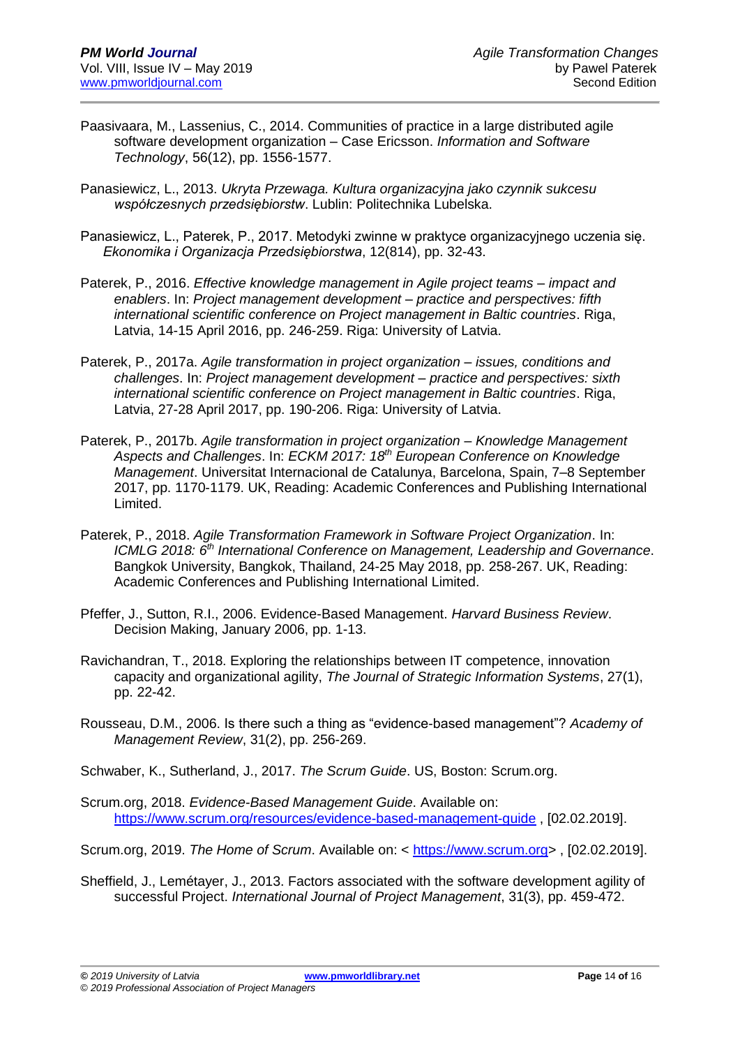Paasivaara, M., Lassenius, C., 2014. Communities of practice in a large distributed agile software development organization – Case Ericsson. *Information and Software Technology*, 56(12), pp. 1556-1577.

Panasiewicz, L., 2013. *Ukryta Przewaga. Kultura organizacyjna jako czynnik sukcesu współczesnych przedsiębiorstw*. Lublin: Politechnika Lubelska.

Panasiewicz, L., Paterek, P., 2017. Metodyki zwinne w praktyce organizacyjnego uczenia się. *Ekonomika i Organizacja Przedsiębiorstwa*, 12(814), pp. 32-43.

Paterek, P., 2016. *Effective knowledge management in Agile project teams – impact and enablers*. In: *Project management development – practice and perspectives: fifth international scientific conference on Project management in Baltic countries*. Riga, Latvia, 14-15 April 2016, pp. 246-259. Riga: University of Latvia.

Paterek, P., 2017a. *Agile transformation in project organization – issues, conditions and challenges*. In: *Project management development – practice and perspectives: sixth international scientific conference on Project management in Baltic countries*. Riga, Latvia, 27-28 April 2017, pp. 190-206. Riga: University of Latvia.

Paterek, P., 2017b. *Agile transformation in project organization – Knowledge Management Aspects and Challenges*. In: *ECKM 2017: 18th European Conference on Knowledge Management*. Universitat Internacional de Catalunya, Barcelona, Spain, 7–8 September 2017, pp. 1170-1179. UK, Reading: Academic Conferences and Publishing International Limited.

Paterek, P., 2018. *Agile Transformation Framework in Software Project Organization*. In: *ICMLG 2018: 6th International Conference on Management, Leadership and Governance*. Bangkok University, Bangkok, Thailand, 24-25 May 2018, pp. 258-267. UK, Reading: Academic Conferences and Publishing International Limited.

Pfeffer, J., Sutton, R.I., 2006. Evidence-Based Management. *Harvard Business Review*. Decision Making, January 2006, pp. 1-13.

Ravichandran, T., 2018. Exploring the relationships between IT competence, innovation capacity and organizational agility, *The Journal of Strategic Information Systems*, 27(1), pp. 22-42.

Rousseau, D.M., 2006. Is there such a thing as "evidence-based management"? *Academy of Management Review*, 31(2), pp. 256-269.

Schwaber, K., Sutherland, J., 2017. *The Scrum Guide*. US, Boston: Scrum.org.

Scrum.org, 2018. *Evidence-Based Management Guide*. Available on: https://www.scrum.org/resources/evidence-based-management-guide , [02.02.2019].

Scrum.org, 2019. *The Home of Scrum*. Available on: < https://www.scrum.org> , [02.02.2019].

Sheffield, J., Lemétayer, J., 2013. Factors associated with the software development agility of successful Project. *International Journal of Project Management*, 31(3), pp. 459-472.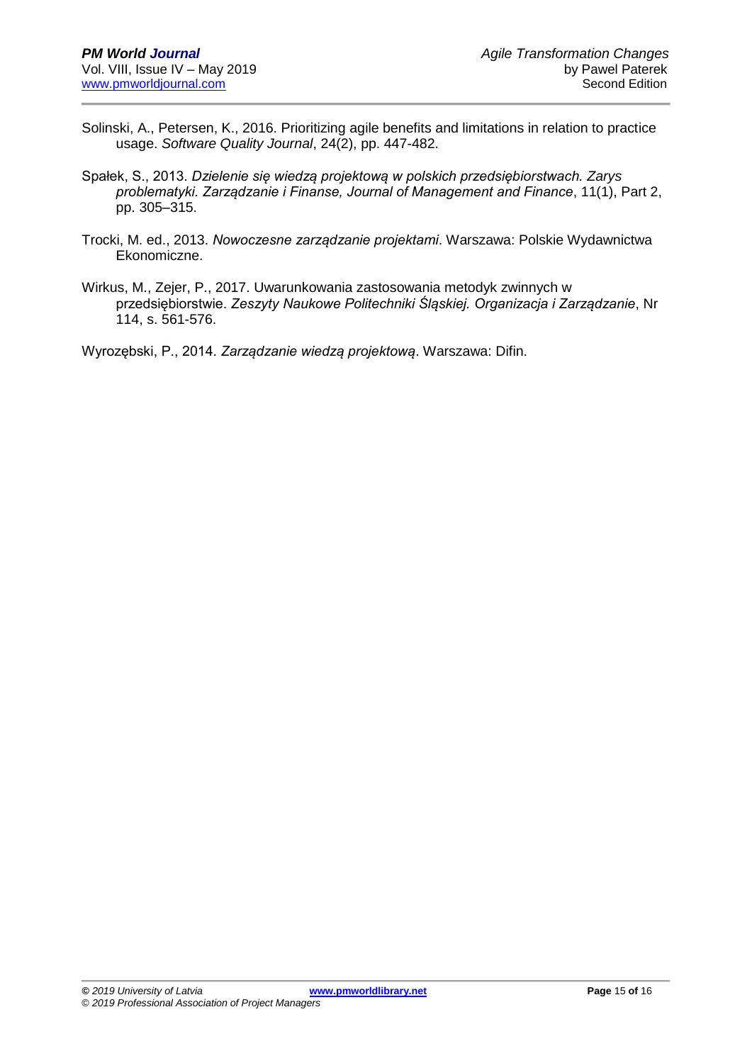Solinski, A., Petersen, K., 2016. Prioritizing agile benefits and limitations in relation to practice usage. *Software Quality Journal*, 24(2), pp. 447-482.

Spałek, S., 2013. *Dzielenie się wiedzą projektową w polskich przedsiębiorstwach. Zarys problematyki. Zarządzanie i Finanse, Journal of Management and Finance*, 11(1), Part 2, pp. 305–315.

Trocki, M. ed., 2013. *Nowoczesne zarządzanie projektami*. Warszawa: Polskie Wydawnictwa Ekonomiczne.

Wirkus, M., Zejer, P., 2017. Uwarunkowania zastosowania metodyk zwinnych w przedsiębiorstwie. *Zeszyty Naukowe Politechniki Śląskiej. Organizacja i Zarządzanie*, Nr 114, s. 561-576.

Wyrozębski, P., 2014. *Zarządzanie wiedzą projektową*. Warszawa: Difin.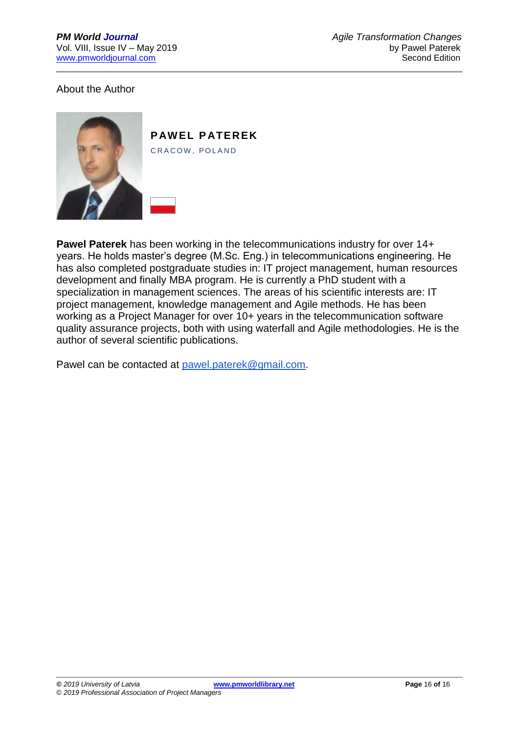About the Author

**PAWEL PATEREK**

CRACOW, POLAND

**Pawel Paterek** has been working in the telecommunications industry for over 14+ years. He holds master's degree (M.Sc. Eng.) in telecommunications engineering. He has also completed postgraduate studies in: IT project management, human resources development and finally MBA program. He is currently a PhD student with a specialization in management sciences. The areas of his scientific interests are: IT project management, knowledge management and Agile methods. He has been working as a Project Manager for over 10+ years in the telecommunication software quality assurance projects, both with using waterfall and Agile methodologies. He is the author of several scientific publications.

Pawel can be contacted at pawel.paterek@gmail.com.